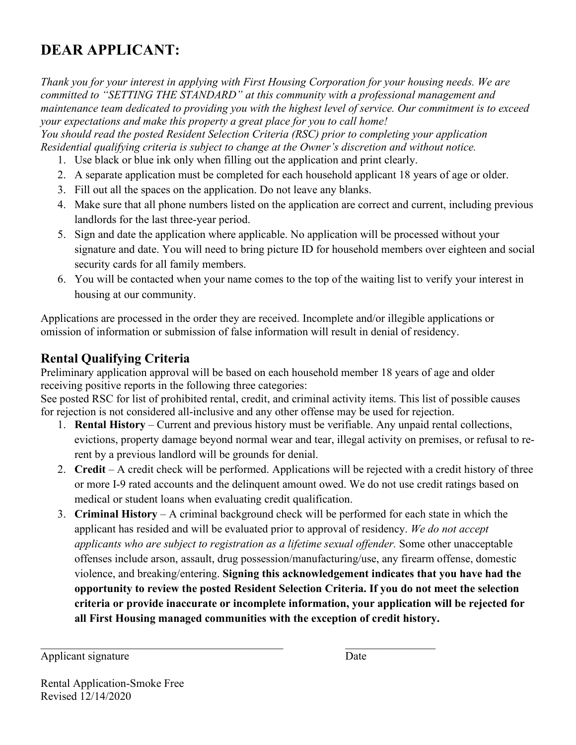# DEAR APPLICANT:

*Thank you for your interest in applying with First Housing Corporation for your housing needs. We are committed to "SETTING THE STANDARD" at this community with a professional management and maintenance team dedicated to providing you with the highest level of service. Our commitment is to exceed your expectations and make this property a great place for you to call home!*
*You should read the posted Resident Selection Criteria (RSC) prior to completing your application Residential qualifying criteria is subject to change at the Owner's discretion and without notice.*

1. Use black or blue ink only when filling out the application and print clearly.
2. A separate application must be completed for each household applicant 18 years of age or older.
3. Fill out all the spaces on the application. Do not leave any blanks.
4. Make sure that all phone numbers listed on the application are correct and current, including previous landlords for the last three-year period.
5. Sign and date the application where applicable. No application will be processed without your signature and date. You will need to bring picture ID for household members over eighteen and social security cards for all family members.
6. You will be contacted when your name comes to the top of the waiting list to verify your interest in housing at our community.

Applications are processed in the order they are received. Incomplete and/or illegible applications or omission of information or submission of false information will result in denial of residency.

## Rental Qualifying Criteria

Preliminary application approval will be based on each household member 18 years of age and older receiving positive reports in the following three categories:
See posted RSC for list of prohibited rental, credit, and criminal activity items. This list of possible causes for rejection is not considered all-inclusive and any other offense may be used for rejection.

1. **Rental History** – Current and previous history must be verifiable. Any unpaid rental collections, evictions, property damage beyond normal wear and tear, illegal activity on premises, or refusal to re-rent by a previous landlord will be grounds for denial.
2. **Credit** – A credit check will be performed. Applications will be rejected with a credit history of three or more I-9 rated accounts and the delinquent amount owed. We do not use credit ratings based on medical or student loans when evaluating credit qualification.
3. **Criminal History** – A criminal background check will be performed for each state in which the applicant has resided and will be evaluated prior to approval of residency. *We do not accept applicants who are subject to registration as a lifetime sexual offender.* Some other unacceptable offenses include arson, assault, drug possession/manufacturing/use, any firearm offense, domestic violence, and breaking/entering. **Signing this acknowledgement indicates that you have had the opportunity to review the posted Resident Selection Criteria. If you do not meet the selection criteria or provide inaccurate or incomplete information, your application will be rejected for all First Housing managed communities with the exception of credit history.**

\_\_\_\_\_\_\_\_\_\_\_\_\_\_\_\_\_\_\_\_\_\_\_\_\_\_\_\_\_\_\_\_\_\_\_\_\_\_\_\_ \_\_\_\_\_\_\_\_\_\_\_\_\_\_\_\_

Applicant signature Date

Rental Application-Smoke Free
Revised 12/14/2020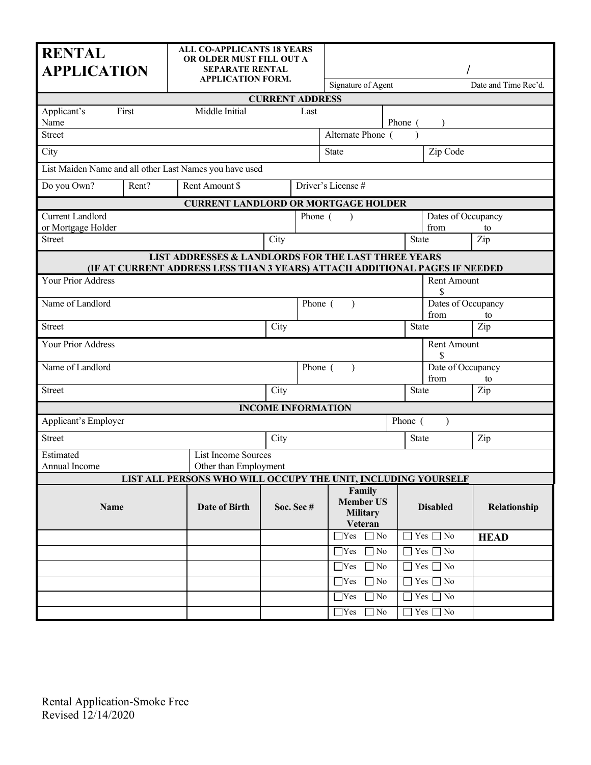# RENTAL APPLICATION

**ALL CO-APPLICANTS 18 YEARS OR OLDER MUST FILL OUT A SEPARATE RENTAL APPLICATION FORM.**

| Signature of Agent | / Date and Time Rec'd. |
|---|---|

## CURRENT ADDRESS

| | | | |
|---|---|---|---|
| Applicant's Name: First | Middle Initial | Last | Phone ( ) |
| Street | | Alternate Phone ( ) | |
| City | | State | Zip Code |
| List Maiden Name and all other Last Names you have used | | | |
| Do you Own? | Rent? | Rent Amount $ | Driver's License # |

## CURRENT LANDLORD OR MORTGAGE HOLDER

| | | | |
|---|---|---|---|
| Current Landlord or Mortgage Holder | Phone ( ) | Dates of Occupancy from to | |
| Street | City | State | Zip |

## LIST ADDRESSES & LANDLORDS FOR THE LAST THREE YEARS (IF AT CURRENT ADDRESS LESS THAN 3 YEARS) ATTACH ADDITIONAL PAGES IF NEEDED

| | | | |
|---|---|---|---|
| Your Prior Address | | Rent Amount $ | |
| Name of Landlord | Phone ( ) | Dates of Occupancy from to | |
| Street | City | State | Zip |
| Your Prior Address | | Rent Amount $ | |
| Name of Landlord | Phone ( ) | Date of Occupancy from to | |
| Street | City | State | Zip |

## INCOME INFORMATION

| | | | |
|---|---|---|---|
| Applicant's Employer | | Phone ( ) | |
| Street | City | State | Zip |
| Estimated Annual Income | List Income Sources Other than Employment | | |

## LIST ALL PERSONS WHO WILL OCCUPY THE UNIT, INCLUDING YOURSELF

| Name | Date of Birth | Soc. Sec # | Family Member US Military Veteran | Disabled | Relationship |
|---|---|---|---|---|---|
| | | | ☐ Yes ☐ No | ☐ Yes ☐ No | **HEAD** |
| | | | ☐ Yes ☐ No | ☐ Yes ☐ No | |
| | | | ☐ Yes ☐ No | ☐ Yes ☐ No | |
| | | | ☐ Yes ☐ No | ☐ Yes ☐ No | |
| | | | ☐ Yes ☐ No | ☐ Yes ☐ No | |
| | | | ☐ Yes ☐ No | ☐ Yes ☐ No | |

Rental Application-Smoke Free
Revised 12/14/2020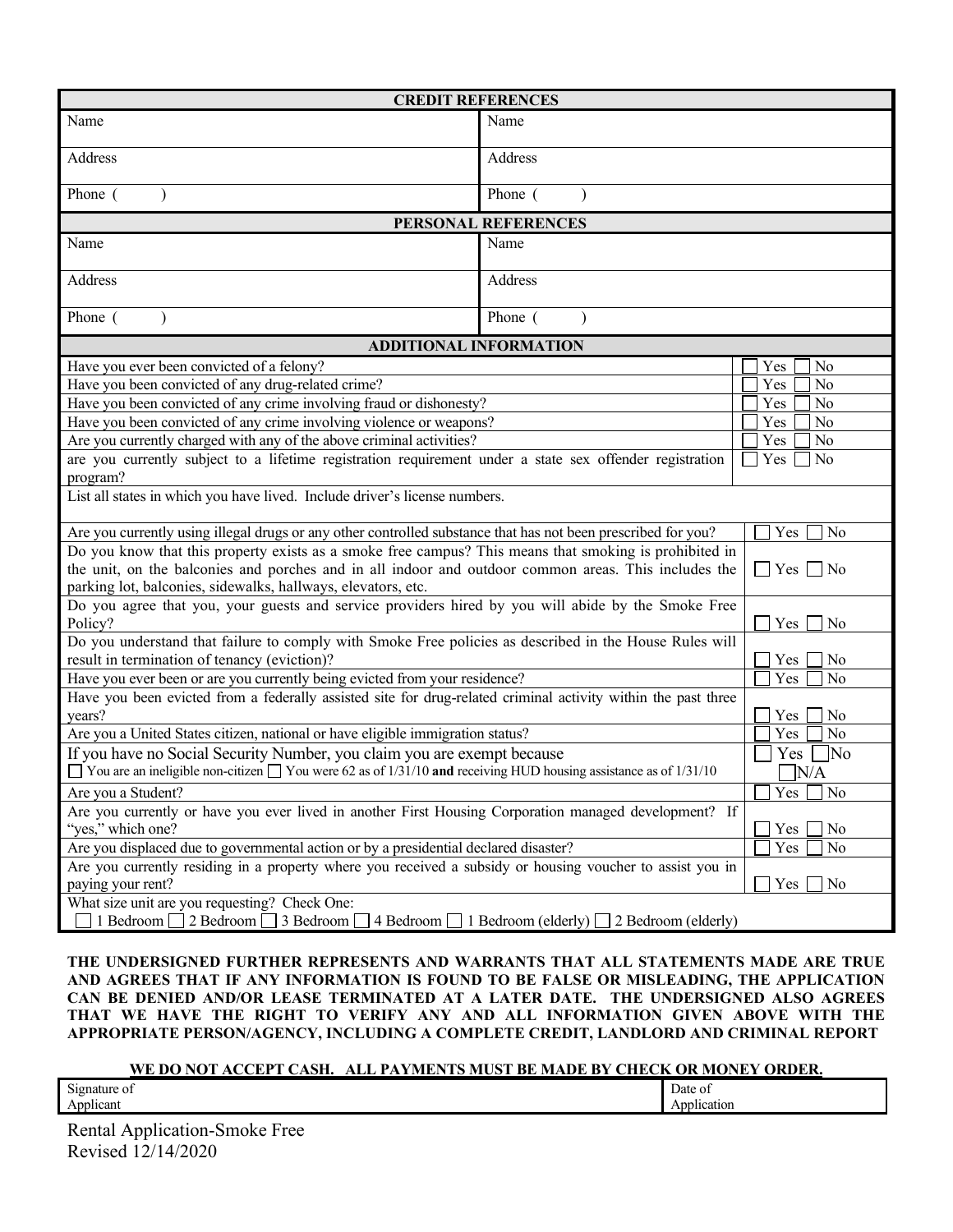| CREDIT REFERENCES | |
|---|---|
| Name | Name |
| Address | Address |
| Phone (      ) | Phone (      ) |

| PERSONAL REFERENCES | |
|---|---|
| Name | Name |
| Address | Address |
| Phone (      ) | Phone (      ) |

| ADDITIONAL INFORMATION | |
|---|---|
| Have you ever been convicted of a felony? | ☐ Yes ☐ No |
| Have you been convicted of any drug-related crime? | ☐ Yes ☐ No |
| Have you been convicted of any crime involving fraud or dishonesty? | ☐ Yes ☐ No |
| Have you been convicted of any crime involving violence or weapons? | ☐ Yes ☐ No |
| Are you currently charged with any of the above criminal activities? | ☐ Yes ☐ No |
| are you currently subject to a lifetime registration requirement under a state sex offender registration program? | ☐ Yes ☐ No |
| List all states in which you have lived. Include driver's license numbers. | |
| Are you currently using illegal drugs or any other controlled substance that has not been prescribed for you? | ☐ Yes ☐ No |
| Do you know that this property exists as a smoke free campus? This means that smoking is prohibited in the unit, on the balconies and porches and in all indoor and outdoor common areas. This includes the parking lot, balconies, sidewalks, hallways, elevators, etc. | ☐ Yes ☐ No |
| Do you agree that you, your guests and service providers hired by you will abide by the Smoke Free Policy? | ☐ Yes ☐ No |
| Do you understand that failure to comply with Smoke Free policies as described in the House Rules will result in termination of tenancy (eviction)? | ☐ Yes ☐ No |
| Have you ever been or are you currently being evicted from your residence? | ☐ Yes ☐ No |
| Have you been evicted from a federally assisted site for drug-related criminal activity within the past three years? | ☐ Yes ☐ No |
| Are you a United States citizen, national or have eligible immigration status? | ☐ Yes ☐ No |
| If you have no Social Security Number, you claim you are exempt because<br>☐ You are an ineligible non-citizen ☐ You were 62 as of 1/31/10 **and** receiving HUD housing assistance as of 1/31/10 | ☐ Yes ☐ No ☐ N/A |
| Are you a Student? | ☐ Yes ☐ No |
| Are you currently or have you ever lived in another First Housing Corporation managed development? If "yes," which one? | ☐ Yes ☐ No |
| Are you displaced due to governmental action or by a presidential declared disaster? | ☐ Yes ☐ No |
| Are you currently residing in a property where you received a subsidy or housing voucher to assist you in paying your rent? | ☐ Yes ☐ No |
| What size unit are you requesting? Check One:<br>☐ 1 Bedroom ☐ 2 Bedroom ☐ 3 Bedroom ☐ 4 Bedroom ☐ 1 Bedroom (elderly) ☐ 2 Bedroom (elderly) | |

**THE UNDERSIGNED FURTHER REPRESENTS AND WARRANTS THAT ALL STATEMENTS MADE ARE TRUE AND AGREES THAT IF ANY INFORMATION IS FOUND TO BE FALSE OR MISLEADING, THE APPLICATION CAN BE DENIED AND/OR LEASE TERMINATED AT A LATER DATE. THE UNDERSIGNED ALSO AGREES THAT WE HAVE THE RIGHT TO VERIFY ANY AND ALL INFORMATION GIVEN ABOVE WITH THE APPROPRIATE PERSON/AGENCY, INCLUDING A COMPLETE CREDIT, LANDLORD AND CRIMINAL REPORT**

**WE DO NOT ACCEPT CASH. ALL PAYMENTS MUST BE MADE BY CHECK OR MONEY ORDER.**

| Signature of Applicant | Date of Application |
|---|---|
| | |

Rental Application-Smoke Free
Revised 12/14/2020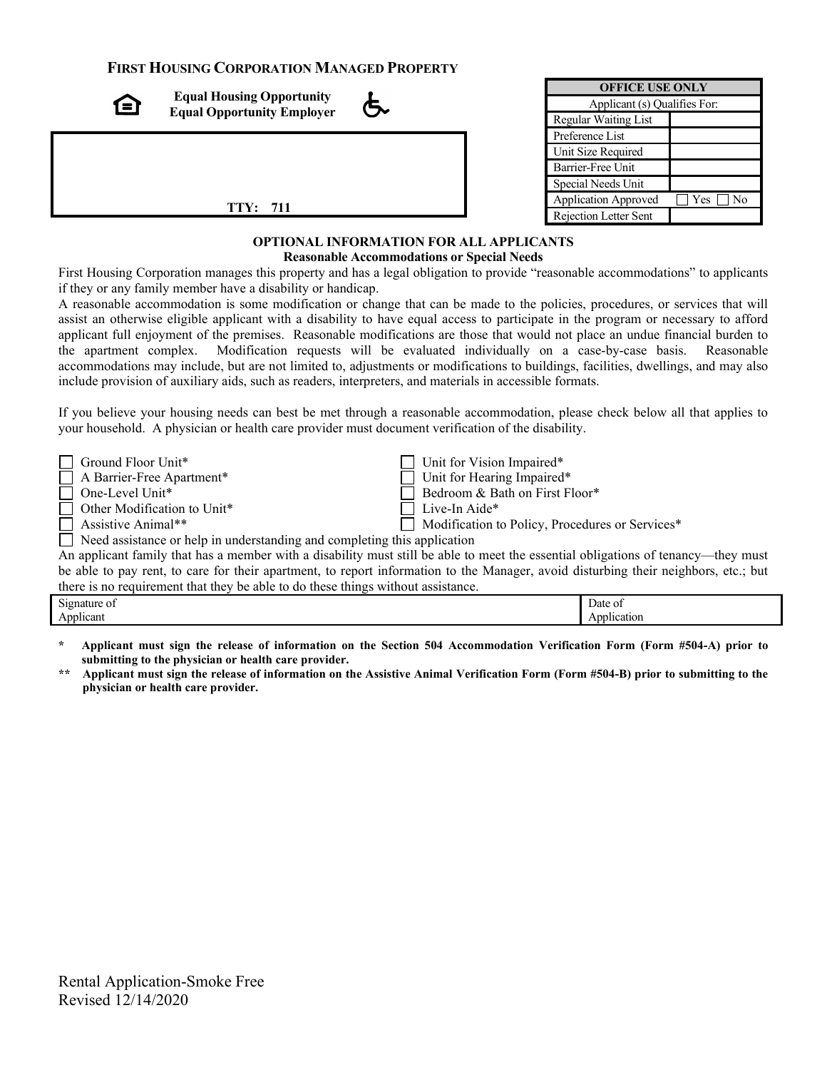**FIRST HOUSING CORPORATION MANAGED PROPERTY**

**Equal Housing Opportunity**
**Equal Opportunity Employer**

**TTY: 711**

| OFFICE USE ONLY | |
|---|---|
| Applicant (s) Qualifies For: | |
| Regular Waiting List | |
| Preference List | |
| Unit Size Required | |
| Barrier-Free Unit | |
| Special Needs Unit | |
| Application Approved | ☐ Yes ☐ No |
| Rejection Letter Sent | |

## OPTIONAL INFORMATION FOR ALL APPLICANTS

### Reasonable Accommodations or Special Needs

First Housing Corporation manages this property and has a legal obligation to provide "reasonable accommodations" to applicants if they or any family member have a disability or handicap.

A reasonable accommodation is some modification or change that can be made to the policies, procedures, or services that will assist an otherwise eligible applicant with a disability to have equal access to participate in the program or necessary to afford applicant full enjoyment of the premises. Reasonable modifications are those that would not place an undue financial burden to the apartment complex. Modification requests will be evaluated individually on a case-by-case basis. Reasonable accommodations may include, but are not limited to, adjustments or modifications to buildings, facilities, dwellings, and may also include provision of auxiliary aids, such as readers, interpreters, and materials in accessible formats.

If you believe your housing needs can best be met through a reasonable accommodation, please check below all that applies to your household. A physician or health care provider must document verification of the disability.

- ☐ Ground Floor Unit*
- ☐ A Barrier-Free Apartment*
- ☐ One-Level Unit*
- ☐ Other Modification to Unit*
- ☐ Assistive Animal**
- ☐ Unit for Vision Impaired*
- ☐ Unit for Hearing Impaired*
- ☐ Bedroom & Bath on First Floor*
- ☐ Live-In Aide*
- ☐ Modification to Policy, Procedures or Services*
- ☐ Need assistance or help in understanding and completing this application

An applicant family that has a member with a disability must still be able to meet the essential obligations of tenancy—they must be able to pay rent, to care for their apartment, to report information to the Manager, avoid disturbing their neighbors, etc.; but there is no requirement that they be able to do these things without assistance.

| Signature of Applicant | Date of Application |
|---|---|
| | |

**\* Applicant must sign the release of information on the Section 504 Accommodation Verification Form (Form #504-A) prior to submitting to the physician or health care provider.**

**\*\* Applicant must sign the release of information on the Assistive Animal Verification Form (Form #504-B) prior to submitting to the physician or health care provider.**

Rental Application-Smoke Free
Revised 12/14/2020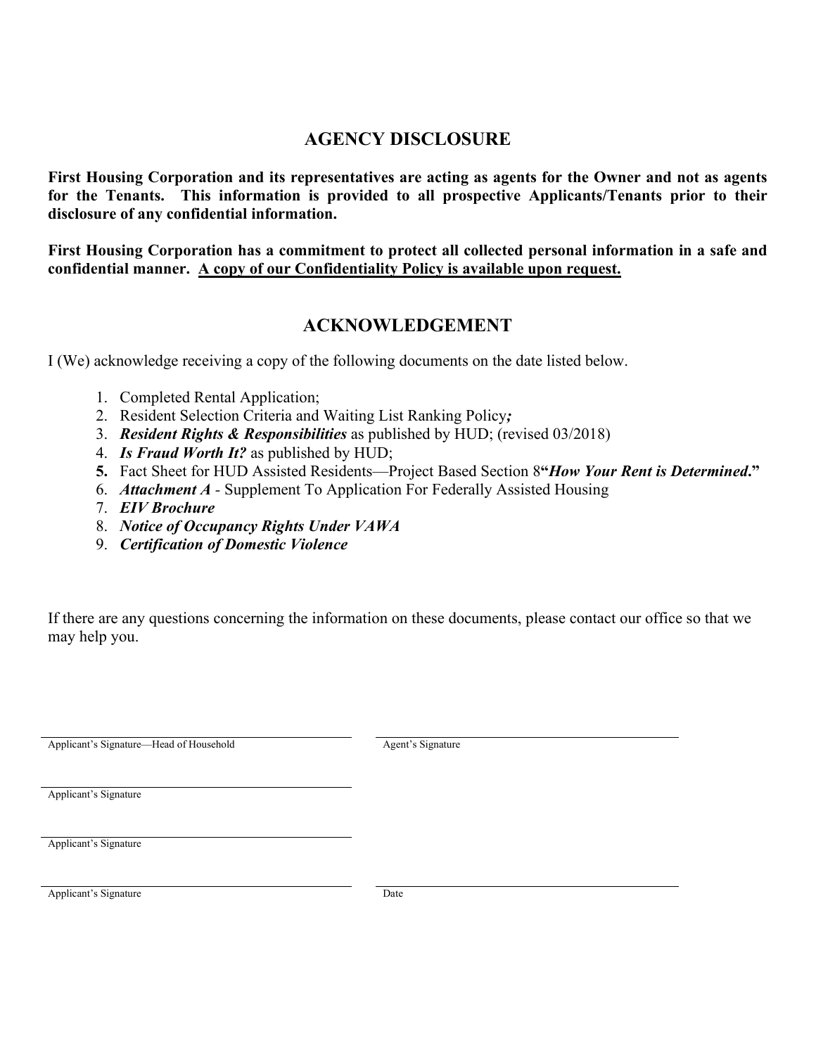## AGENCY DISCLOSURE

**First Housing Corporation and its representatives are acting as agents for the Owner and not as agents for the Tenants. This information is provided to all prospective Applicants/Tenants prior to their disclosure of any confidential information.**

**First Housing Corporation has a commitment to protect all collected personal information in a safe and confidential manner. <u>A copy of our Confidentiality Policy is available upon request.</u>**

## ACKNOWLEDGEMENT

I (We) acknowledge receiving a copy of the following documents on the date listed below.

1. Completed Rental Application;
2. Resident Selection Criteria and Waiting List Ranking Policy***;***
3. ***Resident Rights & Responsibilities*** as published by HUD; (revised 03/2018)
4. ***Is Fraud Worth It?*** as published by HUD;
5. Fact Sheet for HUD Assisted Residents—Project Based Section 8**"*How Your Rent is Determined.*"**
6. ***Attachment A*** - Supplement To Application For Federally Assisted Housing
7. ***EIV Brochure***
8. ***Notice of Occupancy Rights Under VAWA***
9. ***Certification of Domestic Violence***

If there are any questions concerning the information on these documents, please contact our office so that we may help you.

| | |
|---|---|
| \_\_\_\_\_\_\_\_\_\_\_\_\_\_\_\_\_\_\_\_\_\_\_\_\_\_\_\_ | \_\_\_\_\_\_\_\_\_\_\_\_\_\_\_\_\_\_\_\_\_\_\_\_\_\_\_\_ |
| Applicant's Signature—Head of Household | Agent's Signature |
| \_\_\_\_\_\_\_\_\_\_\_\_\_\_\_\_\_\_\_\_\_\_\_\_\_\_\_\_ | |
| Applicant's Signature | |
| \_\_\_\_\_\_\_\_\_\_\_\_\_\_\_\_\_\_\_\_\_\_\_\_\_\_\_\_ | |
| Applicant's Signature | |
| \_\_\_\_\_\_\_\_\_\_\_\_\_\_\_\_\_\_\_\_\_\_\_\_\_\_\_\_ | \_\_\_\_\_\_\_\_\_\_\_\_\_\_\_\_\_\_\_\_\_\_\_\_\_\_\_\_ |
| Applicant's Signature | Date |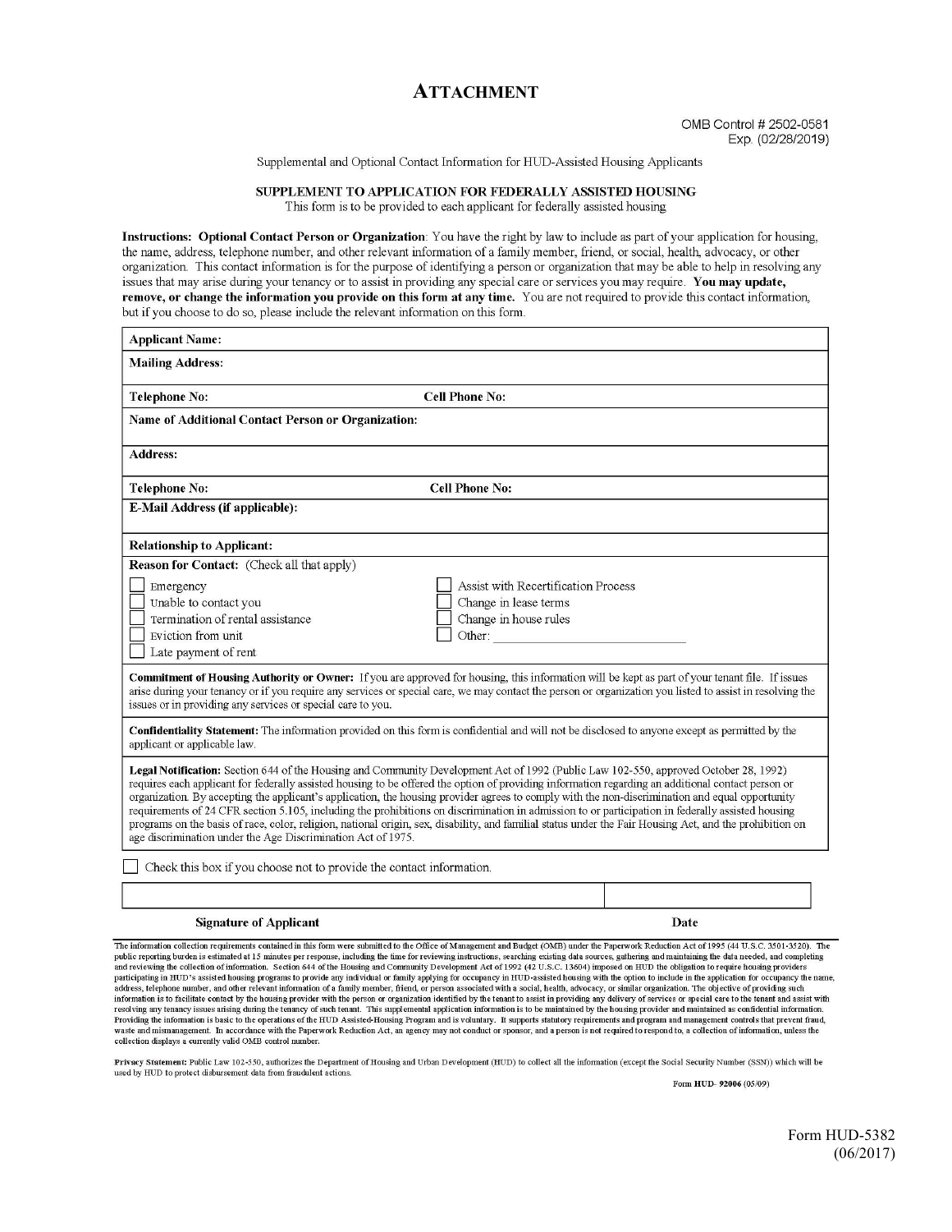# ATTACHMENT

OMB Control # 2502-0581
Exp. (02/28/2019)

Supplemental and Optional Contact Information for HUD-Assisted Housing Applicants

**SUPPLEMENT TO APPLICATION FOR FEDERALLY ASSISTED HOUSING**
This form is to be provided to each applicant for federally assisted housing

**Instructions: Optional Contact Person or Organization**: You have the right by law to include as part of your application for housing, the name, address, telephone number, and other relevant information of a family member, friend, or social, health, advocacy, or other organization. This contact information is for the purpose of identifying a person or organization that may be able to help in resolving any issues that may arise during your tenancy or to assist in providing any special care or services you may require. **You may update, remove, or change the information you provide on this form at any time.** You are not required to provide this contact information, but if you choose to do so, please include the relevant information on this form.

| | |
|---|---|
| **Applicant Name:** | |
| **Mailing Address:** | |
| **Telephone No:** | **Cell Phone No:** |
| **Name of Additional Contact Person or Organization:** | |
| **Address:** | |
| **Telephone No:** | **Cell Phone No:** |
| **E-Mail Address (if applicable):** | |
| **Relationship to Applicant:** | |

**Reason for Contact:** (Check all that apply)

- [ ] Emergency
- [ ] Unable to contact you
- [ ] Termination of rental assistance
- [ ] Eviction from unit
- [ ] Late payment of rent
- [ ] Assist with Recertification Process
- [ ] Change in lease terms
- [ ] Change in house rules
- [ ] Other: ____________________________

**Commitment of Housing Authority or Owner:** If you are approved for housing, this information will be kept as part of your tenant file. If issues arise during your tenancy or if you require any services or special care, we may contact the person or organization you listed to assist in resolving the issues or in providing any services or special care to you.

**Confidentiality Statement:** The information provided on this form is confidential and will not be disclosed to anyone except as permitted by the applicant or applicable law.

**Legal Notification:** Section 644 of the Housing and Community Development Act of 1992 (Public Law 102-550, approved October 28, 1992) requires each applicant for federally assisted housing to be offered the option of providing information regarding an additional contact person or organization. By accepting the applicant's application, the housing provider agrees to comply with the non-discrimination and equal opportunity requirements of 24 CFR section 5.105, including the prohibitions on discrimination in admission to or participation in federally assisted housing programs on the basis of race, color, religion, national origin, sex, disability, and familial status under the Fair Housing Act, and the prohibition on age discrimination under the Age Discrimination Act of 1975.

- [ ] Check this box if you choose not to provide the contact information.

| | |
|---|---|
| | |
| **Signature of Applicant** | **Date** |

The information collection requirements contained in this form were submitted to the Office of Management and Budget (OMB) under the Paperwork Reduction Act of 1995 (44 U.S.C. 3501-3520). The public reporting burden is estimated at 15 minutes per response, including the time for reviewing instructions, searching existing data sources, gathering and maintaining the data needed, and completing and reviewing the collection of information. Section 644 of the Housing and Community Development Act of 1992 (42 U.S.C. 13604) imposed on HUD the obligation to require housing providers participating in HUD's assisted housing programs to provide any individual or family applying for occupancy in HUD-assisted housing with the option to include in the application for occupancy the name, address, telephone number, and other relevant information of a family member, friend, or person associated with a social, health, advocacy, or similar organization. The objective of providing such information is to facilitate contact by the housing provider with the person or organization identified by the tenant to assist in providing any delivery of services or special care to the tenant and assist with resolving any tenancy issues arising during the tenancy of such tenant. This supplemental application information is to be maintained by the housing provider and maintained as confidential information. Providing the information is basic to the operations of the HUD Assisted-Housing Program and is voluntary. It supports statutory requirements and program and management controls that prevent fraud, waste and mismanagement. In accordance with the Paperwork Reduction Act, an agency may not conduct or sponsor, and a person is not required to respond to, a collection of information, unless the collection displays a currently valid OMB control number.

**Privacy Statement:** Public Law 102-550, authorizes the Department of Housing and Urban Development (HUD) to collect all the information (except the Social Security Number (SSN)) which will be used by HUD to protect disbursement data from fraudulent actions.

Form **HUD- 92006** (05/09)

Form HUD-5382
(06/2017)